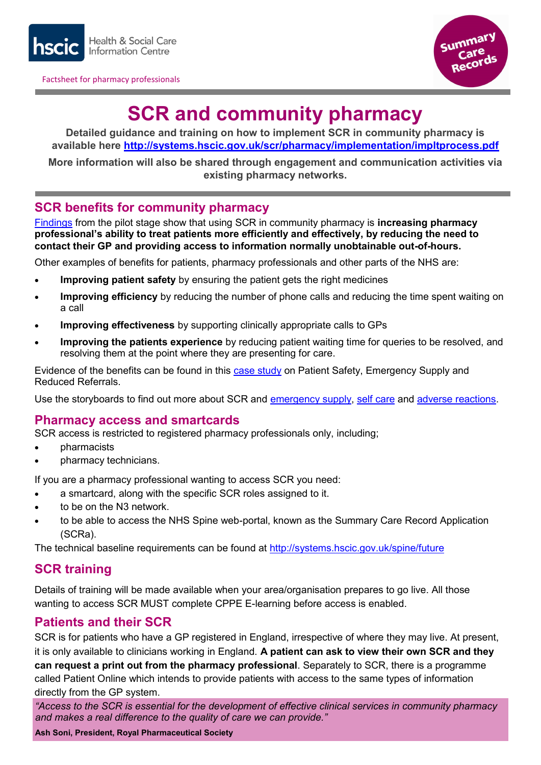Health & Social Care Information Centre

Factsheet for pharmacy professionals

Summary Care Records

# SCR and community pharmacy

**Detailed guidance and training on how to implement SCR in community pharmacy is available here [http://systems.hscic.gov.uk/scr/pharmacy/implementation/impltprocess.pdf](http://systems.hscic.gov.uk/scr/pharmacy/implementation/impltprocess.pdf)**

**More information will also be shared through engagement and communication activities via existing pharmacy networks.**

## SCR benefits for community pharmacy

Findings from the pilot stage show that using SCR in community pharmacy is **increasing pharmacy professional's ability to treat patients more efficiently and effectively, by reducing the need to contact their GP and providing access to information normally unobtainable out-of-hours.**

Other examples of benefits for patients, pharmacy professionals and other parts of the NHS are:

- **Improving patient safety** by ensuring the patient gets the right medicines
- **Improving efficiency** by reducing the number of phone calls and reducing the time spent waiting on a call
- **Improving effectiveness** by supporting clinically appropriate calls to GPs
- **Improving the patients experience** by reducing patient waiting time for queries to be resolved, and resolving them at the point where they are presenting for care.

Evidence of the benefits can be found in this case study on Patient Safety, Emergency Supply and Reduced Referrals.

Use the storyboards to find out more about SCR and emergency supply, self care and adverse reactions.

## Pharmacy access and smartcards

SCR access is restricted to registered pharmacy professionals only, including;

- pharmacists
- pharmacy technicians.

If you are a pharmacy professional wanting to access SCR you need:

- a smartcard, along with the specific SCR roles assigned to it.
- to be on the N3 network.
- to be able to access the NHS Spine web-portal, known as the Summary Care Record Application (SCRa).

The technical baseline requirements can be found at [http://systems.hscic.gov.uk/spine/future](http://systems.hscic.gov.uk/spine/future)

## SCR training

Details of training will be made available when your area/organisation prepares to go live. All those wanting to access SCR MUST complete CPPE E-learning before access is enabled.

## Patients and their SCR

SCR is for patients who have a GP registered in England, irrespective of where they may live. At present, it is only available to clinicians working in England. **A patient can ask to view their own SCR and they can request a print out from the pharmacy professional**. Separately to SCR, there is a programme called Patient Online which intends to provide patients with access to the same types of information directly from the GP system.

*"Access to the SCR is essential for the development of effective clinical services in community pharmacy and makes a real difference to the quality of care we can provide."*

**Ash Soni, President, Royal Pharmaceutical Society**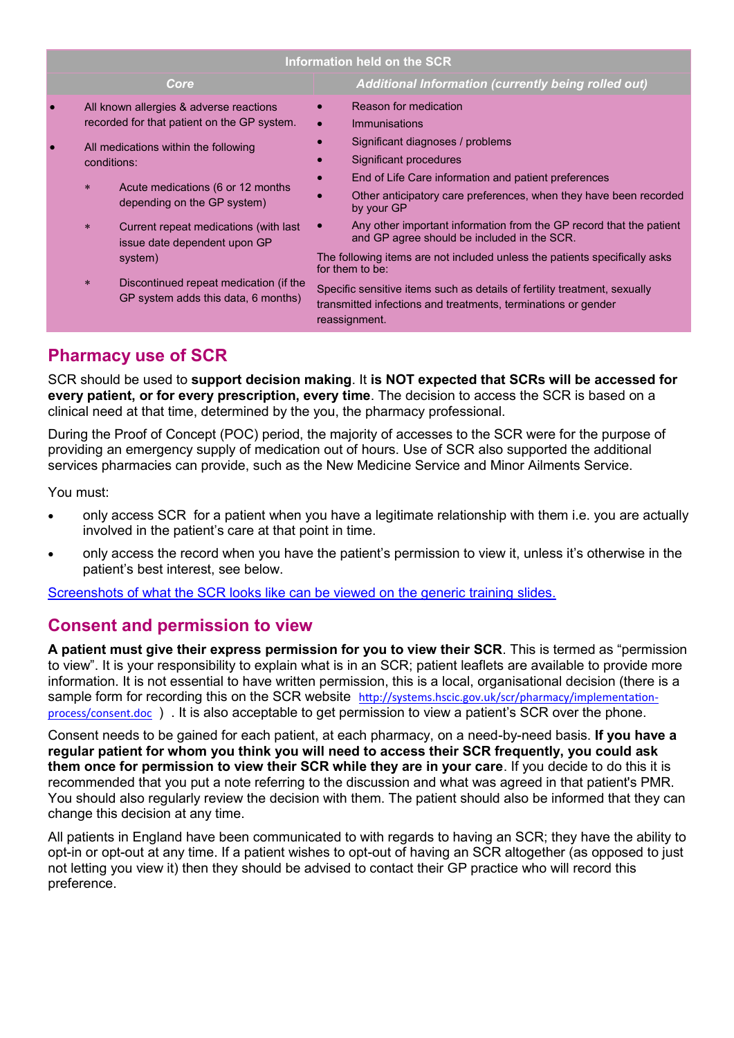| Information held on the SCR | |
|---|---|
| ***Core*** | ***Additional Information (currently being rolled out)*** |
| • All known allergies & adverse reactions recorded for that patient on the GP system.<br>• All medications within the following conditions:<br>&nbsp;&nbsp;* Acute medications (6 or 12 months depending on the GP system)<br>&nbsp;&nbsp;* Current repeat medications (with last issue date dependent upon GP system)<br>&nbsp;&nbsp;* Discontinued repeat medication (if the GP system adds this data, 6 months) | • Reason for medication<br>• Immunisations<br>• Significant diagnoses / problems<br>• Significant procedures<br>• End of Life Care information and patient preferences<br>• Other anticipatory care preferences, when they have been recorded by your GP<br>• Any other important information from the GP record that the patient and GP agree should be included in the SCR.<br>The following items are not included unless the patients specifically asks for them to be:<br>Specific sensitive items such as details of fertility treatment, sexually transmitted infections and treatments, terminations or gender reassignment. |

## Pharmacy use of SCR

SCR should be used to **support decision making**. It **is NOT expected that SCRs will be accessed for every patient, or for every prescription, every time**. The decision to access the SCR is based on a clinical need at that time, determined by the you, the pharmacy professional.

During the Proof of Concept (POC) period, the majority of accesses to the SCR were for the purpose of providing an emergency supply of medication out of hours. Use of SCR also supported the additional services pharmacies can provide, such as the New Medicine Service and Minor Ailments Service.

You must:

- only access SCR for a patient when you have a legitimate relationship with them i.e. you are actually involved in the patient's care at that point in time.
- only access the record when you have the patient's permission to view it, unless it's otherwise in the patient's best interest, see below.

Screenshots of what the SCR looks like can be viewed on the generic training slides.

## Consent and permission to view

**A patient must give their express permission for you to view their SCR**. This is termed as "permission to view". It is your responsibility to explain what is in an SCR; patient leaflets are available to provide more information. It is not essential to have written permission, this is a local, organisational decision (there is a sample form for recording this on the SCR website http://systems.hscic.gov.uk/scr/pharmacy/implementation-process/consent.doc ) . It is also acceptable to get permission to view a patient's SCR over the phone.

Consent needs to be gained for each patient, at each pharmacy, on a need-by-need basis. **If you have a regular patient for whom you think you will need to access their SCR frequently, you could ask them once for permission to view their SCR while they are in your care**. If you decide to do this it is recommended that you put a note referring to the discussion and what was agreed in that patient's PMR. You should also regularly review the decision with them. The patient should also be informed that they can change this decision at any time.

All patients in England have been communicated to with regards to having an SCR; they have the ability to opt-in or opt-out at any time. If a patient wishes to opt-out of having an SCR altogether (as opposed to just not letting you view it) then they should be advised to contact their GP practice who will record this preference.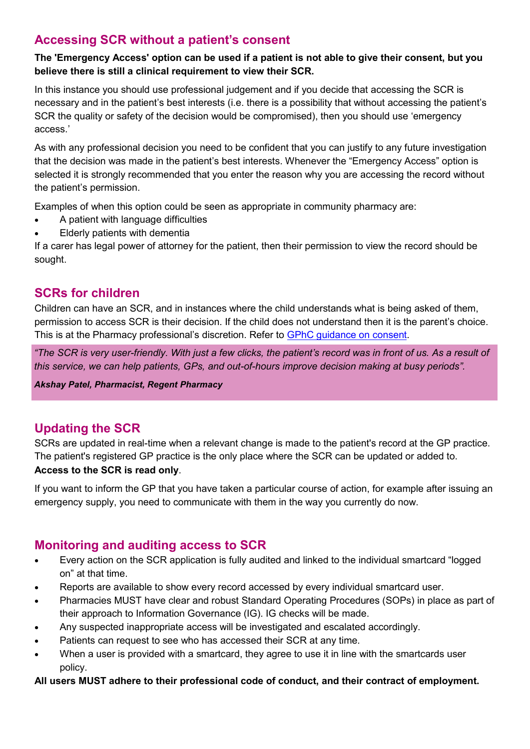## Accessing SCR without a patient's consent

**The 'Emergency Access' option can be used if a patient is not able to give their consent, but you believe there is still a clinical requirement to view their SCR.**

In this instance you should use professional judgement and if you decide that accessing the SCR is necessary and in the patient's best interests (i.e. there is a possibility that without accessing the patient's SCR the quality or safety of the decision would be compromised), then you should use 'emergency access.'

As with any professional decision you need to be confident that you can justify to any future investigation that the decision was made in the patient's best interests. Whenever the "Emergency Access" option is selected it is strongly recommended that you enter the reason why you are accessing the record without the patient's permission.

Examples of when this option could be seen as appropriate in community pharmacy are:

- A patient with language difficulties
- Elderly patients with dementia

If a carer has legal power of attorney for the patient, then their permission to view the record should be sought.

## SCRs for children

Children can have an SCR, and in instances where the child understands what is being asked of them, permission to access SCR is their decision. If the child does not understand then it is the parent's choice. This is at the Pharmacy professional's discretion. Refer to GPhC guidance on consent.

> *"The SCR is very user-friendly. With just a few clicks, the patient's record was in front of us. As a result of this service, we can help patients, GPs, and out-of-hours improve decision making at busy periods".*
>
> ***Akshay Patel, Pharmacist, Regent Pharmacy***

## Updating the SCR

SCRs are updated in real-time when a relevant change is made to the patient's record at the GP practice. The patient's registered GP practice is the only place where the SCR can be updated or added to. **Access to the SCR is read only**.

If you want to inform the GP that you have taken a particular course of action, for example after issuing an emergency supply, you need to communicate with them in the way you currently do now.

## Monitoring and auditing access to SCR

- Every action on the SCR application is fully audited and linked to the individual smartcard "logged on" at that time.
- Reports are available to show every record accessed by every individual smartcard user.
- Pharmacies MUST have clear and robust Standard Operating Procedures (SOPs) in place as part of their approach to Information Governance (IG). IG checks will be made.
- Any suspected inappropriate access will be investigated and escalated accordingly.
- Patients can request to see who has accessed their SCR at any time.
- When a user is provided with a smartcard, they agree to use it in line with the smartcards user policy.

**All users MUST adhere to their professional code of conduct, and their contract of employment.**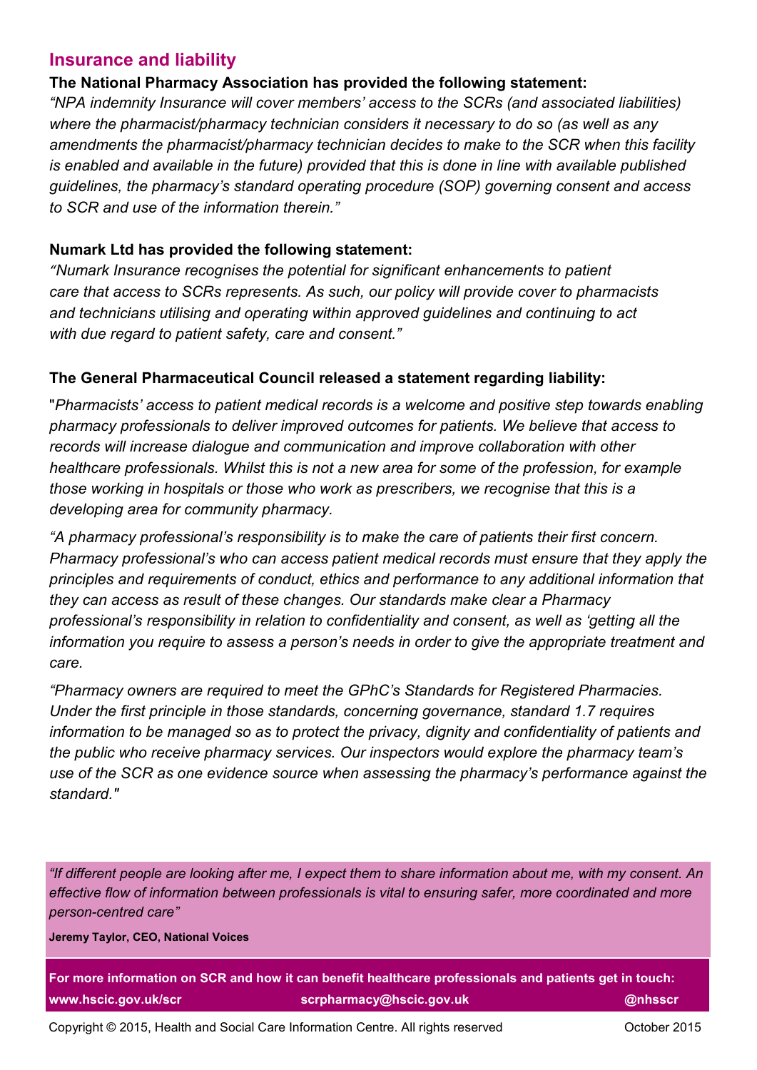## Insurance and liability

**The National Pharmacy Association has provided the following statement:**

*"NPA indemnity Insurance will cover members' access to the SCRs (and associated liabilities) where the pharmacist/pharmacy technician considers it necessary to do so (as well as any amendments the pharmacist/pharmacy technician decides to make to the SCR when this facility is enabled and available in the future) provided that this is done in line with available published guidelines, the pharmacy's standard operating procedure (SOP) governing consent and access to SCR and use of the information therein."*

**Numark Ltd has provided the following statement:**

*"Numark Insurance recognises the potential for significant enhancements to patient care that access to SCRs represents. As such, our policy will provide cover to pharmacists and technicians utilising and operating within approved guidelines and continuing to act with due regard to patient safety, care and consent."*

**The General Pharmaceutical Council released a statement regarding liability:**

"*Pharmacists' access to patient medical records is a welcome and positive step towards enabling pharmacy professionals to deliver improved outcomes for patients. We believe that access to records will increase dialogue and communication and improve collaboration with other healthcare professionals. Whilst this is not a new area for some of the profession, for example those working in hospitals or those who work as prescribers, we recognise that this is a developing area for community pharmacy.*

*"A pharmacy professional's responsibility is to make the care of patients their first concern. Pharmacy professional's who can access patient medical records must ensure that they apply the principles and requirements of conduct, ethics and performance to any additional information that they can access as result of these changes. Our standards make clear a Pharmacy professional's responsibility in relation to confidentiality and consent, as well as 'getting all the information you require to assess a person's needs in order to give the appropriate treatment and care.*

*"Pharmacy owners are required to meet the GPhC's Standards for Registered Pharmacies. Under the first principle in those standards, concerning governance, standard 1.7 requires information to be managed so as to protect the privacy, dignity and confidentiality of patients and the public who receive pharmacy services. Our inspectors would explore the pharmacy team's use of the SCR as one evidence source when assessing the pharmacy's performance against the standard.*"

*"If different people are looking after me, I expect them to share information about me, with my consent. An effective flow of information between professionals is vital to ensuring safer, more coordinated and more person-centred care"*

**Jeremy Taylor, CEO, National Voices**

**For more information on SCR and how it can benefit healthcare professionals and patients get in touch:**

**www.hscic.gov.uk/scr** **scrpharmacy@hscic.gov.uk** **@nhsscr**

Copyright © 2015, Health and Social Care Information Centre. All rights reserved October 2015